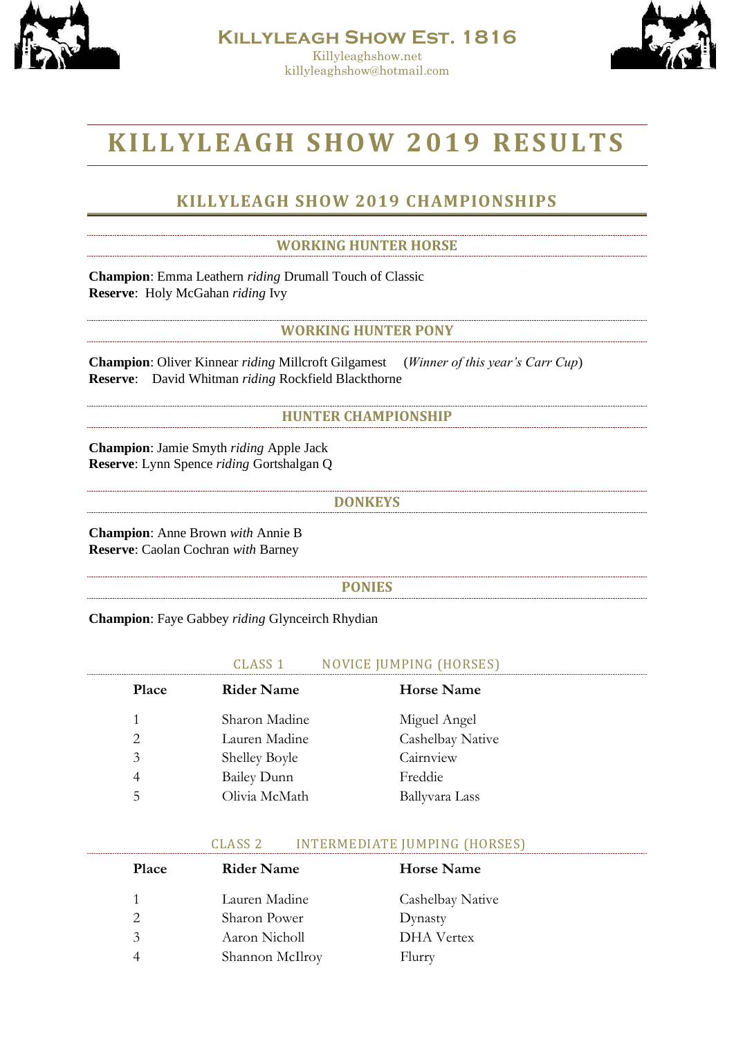# Killyleagh Show Est. 1816

Killyleaghshow.net
killyleaghshow@hotmail.com

# KILLYLEAGH SHOW 2019 RESULTS

## KILLYLEAGH SHOW 2019 CHAMPIONSHIPS

### WORKING HUNTER HORSE

**Champion**: Emma Leathern *riding* Drumall Touch of Classic
**Reserve**: Holy McGahan *riding* Ivy

### WORKING HUNTER PONY

**Champion**: Oliver Kinnear *riding* Millcroft Gilgamest (*Winner of this year's Carr Cup*)
**Reserve**: David Whitman *riding* Rockfield Blackthorne

### HUNTER CHAMPIONSHIP

**Champion**: Jamie Smyth *riding* Apple Jack
**Reserve**: Lynn Spence *riding* Gortshalgan Q

### DONKEYS

**Champion**: Anne Brown *with* Annie B
**Reserve**: Caolan Cochran *with* Barney

### PONIES

**Champion**: Faye Gabbey *riding* Glynceirch Rhydian

### CLASS 1 NOVICE JUMPING (HORSES)

| Place | Rider Name | Horse Name |
|---|---|---|
| 1 | Sharon Madine | Miguel Angel |
| 2 | Lauren Madine | Cashelbay Native |
| 3 | Shelley Boyle | Cairnview |
| 4 | Bailey Dunn | Freddie |
| 5 | Olivia McMath | Ballyvara Lass |

### CLASS 2 INTERMEDIATE JUMPING (HORSES)

| Place | Rider Name | Horse Name |
|---|---|---|
| 1 | Lauren Madine | Cashelbay Native |
| 2 | Sharon Power | Dynasty |
| 3 | Aaron Nicholl | DHA Vertex |
| 4 | Shannon McIlroy | Flurry |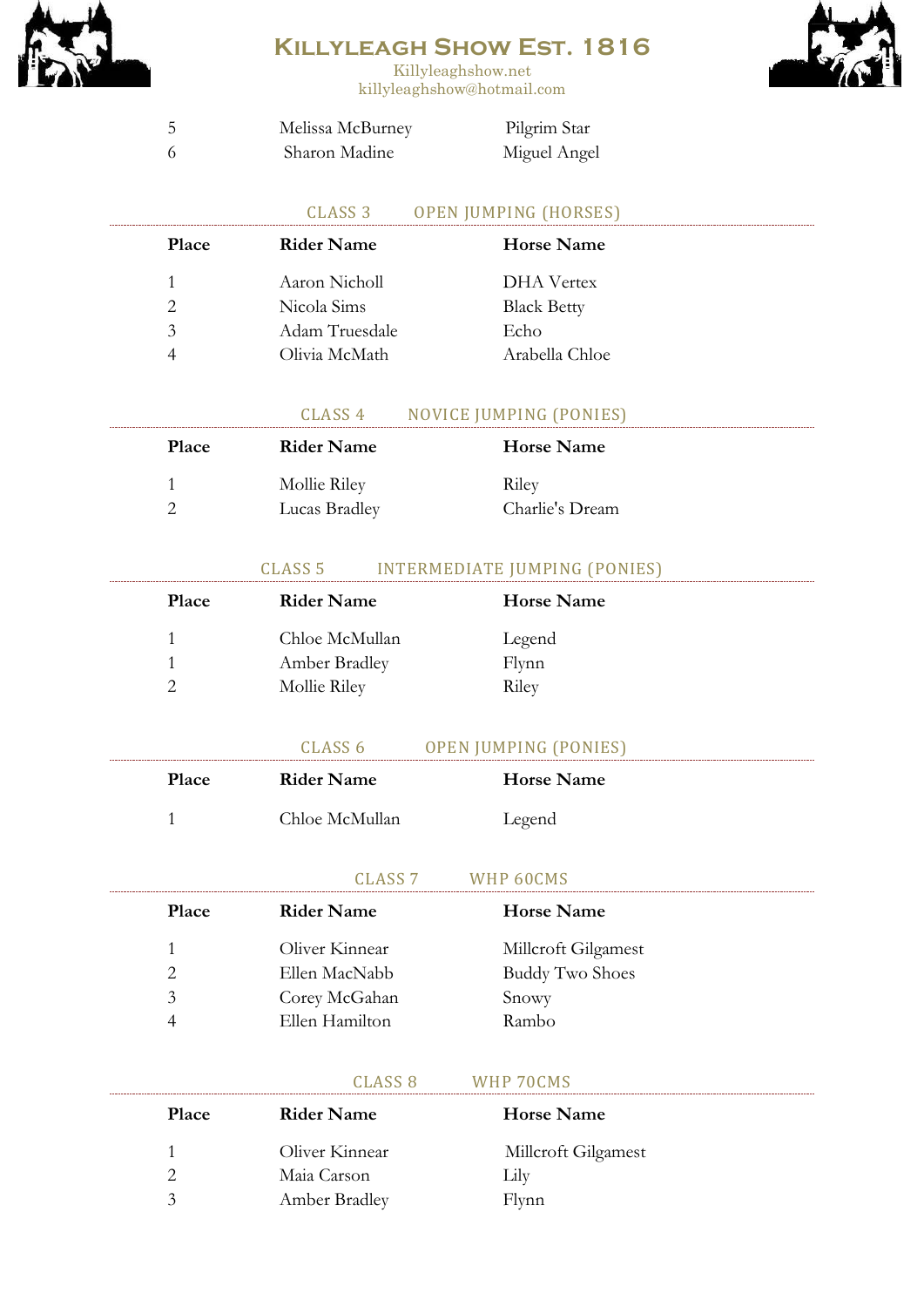| Place | Rider Name | Horse Name |
|---|---|---|
| 5 | Melissa McBurney | Pilgrim Star |
| 6 | Sharon Madine | Miguel Angel |

## CLASS 3 OPEN JUMPING (HORSES)

| Place | Rider Name | Horse Name |
|---|---|---|
| 1 | Aaron Nicholl | DHA Vertex |
| 2 | Nicola Sims | Black Betty |
| 3 | Adam Truesdale | Echo |
| 4 | Olivia McMath | Arabella Chloe |

## CLASS 4 NOVICE JUMPING (PONIES)

| Place | Rider Name | Horse Name |
|---|---|---|
| 1 | Mollie Riley | Riley |
| 2 | Lucas Bradley | Charlie's Dream |

## CLASS 5 INTERMEDIATE JUMPING (PONIES)

| Place | Rider Name | Horse Name |
|---|---|---|
| 1 | Chloe McMullan | Legend |
| 1 | Amber Bradley | Flynn |
| 2 | Mollie Riley | Riley |

## CLASS 6 OPEN JUMPING (PONIES)

| Place | Rider Name | Horse Name |
|---|---|---|
| 1 | Chloe McMullan | Legend |

## CLASS 7 WHP 60CMS

| Place | Rider Name | Horse Name |
|---|---|---|
| 1 | Oliver Kinnear | Millcroft Gilgamest |
| 2 | Ellen MacNabb | Buddy Two Shoes |
| 3 | Corey McGahan | Snowy |
| 4 | Ellen Hamilton | Rambo |

## CLASS 8 WHP 70CMS

| Place | Rider Name | Horse Name |
|---|---|---|
| 1 | Oliver Kinnear | Millcroft Gilgamest |
| 2 | Maia Carson | Lily |
| 3 | Amber Bradley | Flynn |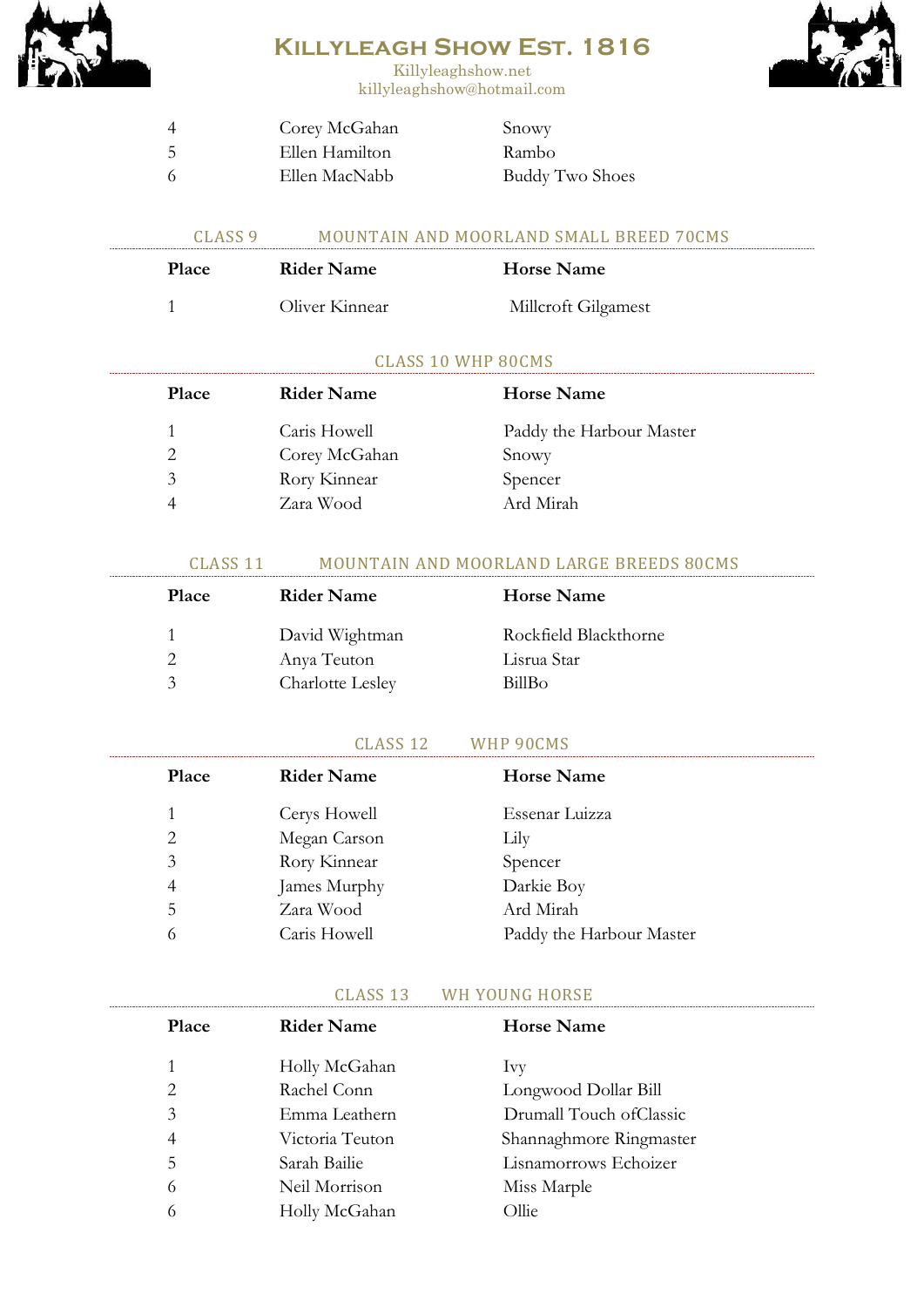| Place | Rider Name | Horse Name |
|---|---|---|
| 4 | Corey McGahan | Snowy |
| 5 | Ellen Hamilton | Rambo |
| 6 | Ellen MacNabb | Buddy Two Shoes |

## CLASS 9 MOUNTAIN AND MOORLAND SMALL BREED 70CMS

| Place | Rider Name | Horse Name |
|---|---|---|
| 1 | Oliver Kinnear | Millcroft Gilgamest |

## CLASS 10 WHP 80CMS

| Place | Rider Name | Horse Name |
|---|---|---|
| 1 | Caris Howell | Paddy the Harbour Master |
| 2 | Corey McGahan | Snowy |
| 3 | Rory Kinnear | Spencer |
| 4 | Zara Wood | Ard Mirah |

## CLASS 11 MOUNTAIN AND MOORLAND LARGE BREEDS 80CMS

| Place | Rider Name | Horse Name |
|---|---|---|
| 1 | David Wightman | Rockfield Blackthorne |
| 2 | Anya Teuton | Lisrua Star |
| 3 | Charlotte Lesley | BillBo |

## CLASS 12 WHP 90CMS

| Place | Rider Name | Horse Name |
|---|---|---|
| 1 | Cerys Howell | Essenar Luizza |
| 2 | Megan Carson | Lily |
| 3 | Rory Kinnear | Spencer |
| 4 | James Murphy | Darkie Boy |
| 5 | Zara Wood | Ard Mirah |
| 6 | Caris Howell | Paddy the Harbour Master |

## CLASS 13 WH YOUNG HORSE

| Place | Rider Name | Horse Name |
|---|---|---|
| 1 | Holly McGahan | Ivy |
| 2 | Rachel Conn | Longwood Dollar Bill |
| 3 | Emma Leathern | Drumall Touch ofClassic |
| 4 | Victoria Teuton | Shannaghmore Ringmaster |
| 5 | Sarah Bailie | Lisnamorrows Echoizer |
| 6 | Neil Morrison | Miss Marple |
| 6 | Holly McGahan | Ollie |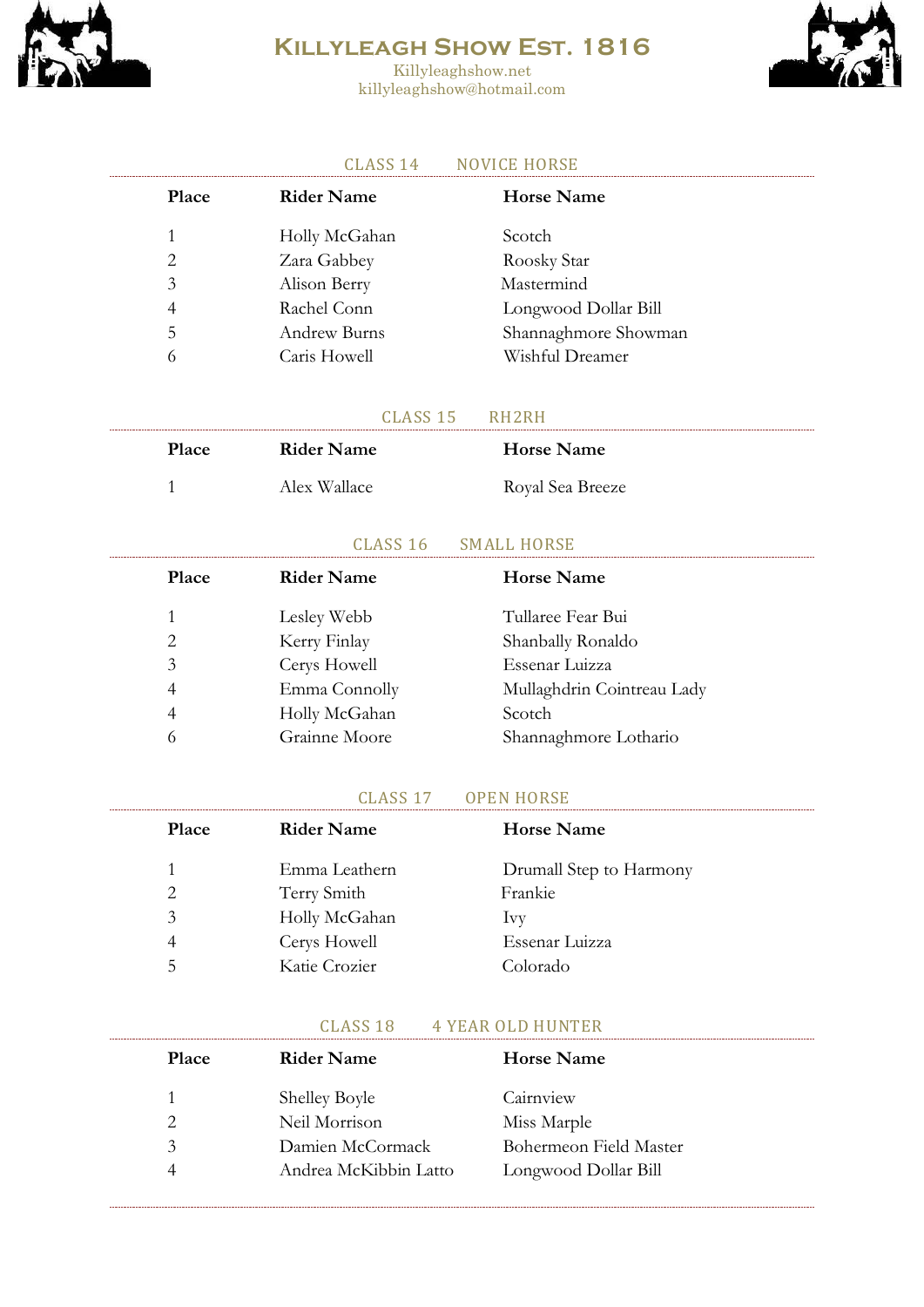# Killyleagh Show Est. 1816

Killyleaghshow.net
killyleaghshow@hotmail.com

## CLASS 14 NOVICE HORSE

| Place | Rider Name | Horse Name |
|---|---|---|
| 1 | Holly McGahan | Scotch |
| 2 | Zara Gabbey | Roosky Star |
| 3 | Alison Berry | Mastermind |
| 4 | Rachel Conn | Longwood Dollar Bill |
| 5 | Andrew Burns | Shannaghmore Showman |
| 6 | Caris Howell | Wishful Dreamer |

## CLASS 15 RH2RH

| Place | Rider Name | Horse Name |
|---|---|---|
| 1 | Alex Wallace | Royal Sea Breeze |

## CLASS 16 SMALL HORSE

| Place | Rider Name | Horse Name |
|---|---|---|
| 1 | Lesley Webb | Tullaree Fear Bui |
| 2 | Kerry Finlay | Shanbally Ronaldo |
| 3 | Cerys Howell | Essenar Luizza |
| 4 | Emma Connolly | Mullaghdrin Cointreau Lady |
| 4 | Holly McGahan | Scotch |
| 6 | Grainne Moore | Shannaghmore Lothario |

## CLASS 17 OPEN HORSE

| Place | Rider Name | Horse Name |
|---|---|---|
| 1 | Emma Leathern | Drumall Step to Harmony |
| 2 | Terry Smith | Frankie |
| 3 | Holly McGahan | Ivy |
| 4 | Cerys Howell | Essenar Luizza |
| 5 | Katie Crozier | Colorado |

## CLASS 18 4 YEAR OLD HUNTER

| Place | Rider Name | Horse Name |
|---|---|---|
| 1 | Shelley Boyle | Cairnview |
| 2 | Neil Morrison | Miss Marple |
| 3 | Damien McCormack | Bohermeon Field Master |
| 4 | Andrea McKibbin Latto | Longwood Dollar Bill |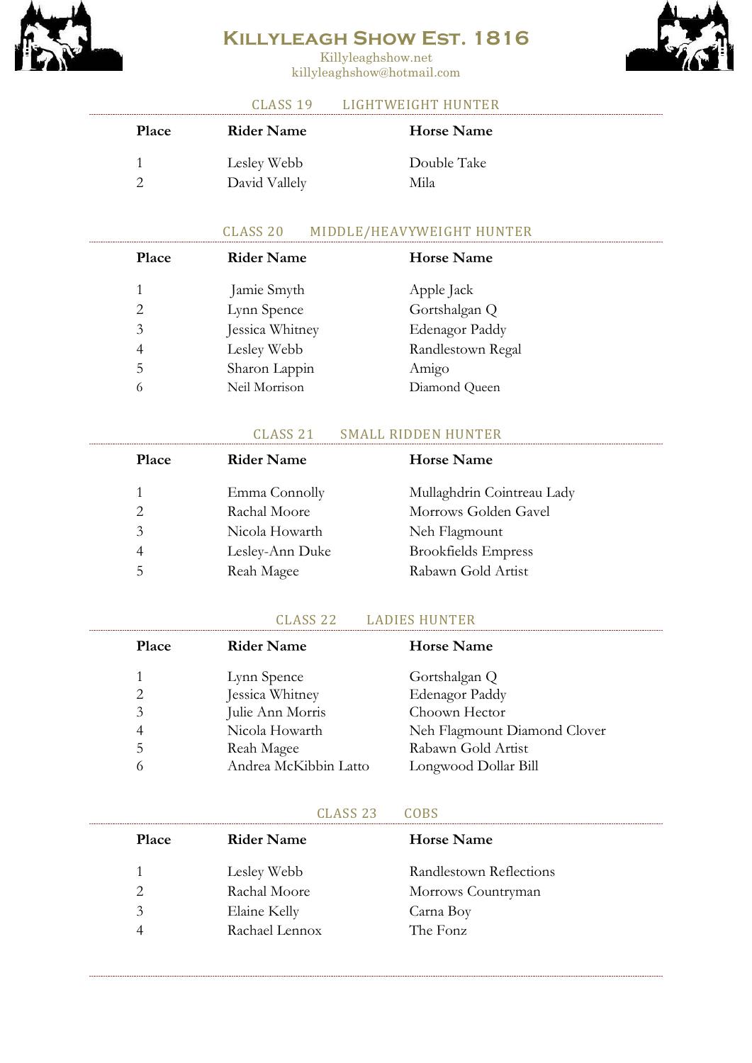# Killyleagh Show Est. 1816

Killyleaghshow.net
killyleaghshow@hotmail.com

## CLASS 19 LIGHTWEIGHT HUNTER

| Place | Rider Name | Horse Name |
| --- | --- | --- |
| 1 | Lesley Webb | Double Take |
| 2 | David Vallely | Mila |

## CLASS 20 MIDDLE/HEAVYWEIGHT HUNTER

| Place | Rider Name | Horse Name |
| --- | --- | --- |
| 1 | Jamie Smyth | Apple Jack |
| 2 | Lynn Spence | Gortshalgan Q |
| 3 | Jessica Whitney | Edenagor Paddy |
| 4 | Lesley Webb | Randlestown Regal |
| 5 | Sharon Lappin | Amigo |
| 6 | Neil Morrison | Diamond Queen |

## CLASS 21 SMALL RIDDEN HUNTER

| Place | Rider Name | Horse Name |
| --- | --- | --- |
| 1 | Emma Connolly | Mullaghdrin Cointreau Lady |
| 2 | Rachal Moore | Morrows Golden Gavel |
| 3 | Nicola Howarth | Neh Flagmount |
| 4 | Lesley-Ann Duke | Brookfields Empress |
| 5 | Reah Magee | Rabawn Gold Artist |

## CLASS 22 LADIES HUNTER

| Place | Rider Name | Horse Name |
| --- | --- | --- |
| 1 | Lynn Spence | Gortshalgan Q |
| 2 | Jessica Whitney | Edenagor Paddy |
| 3 | Julie Ann Morris | Choown Hector |
| 4 | Nicola Howarth | Neh Flagmount Diamond Clover |
| 5 | Reah Magee | Rabawn Gold Artist |
| 6 | Andrea McKibbin Latto | Longwood Dollar Bill |

## CLASS 23 COBS

| Place | Rider Name | Horse Name |
| --- | --- | --- |
| 1 | Lesley Webb | Randlestown Reflections |
| 2 | Rachal Moore | Morrows Countryman |
| 3 | Elaine Kelly | Carna Boy |
| 4 | Rachael Lennox | The Fonz |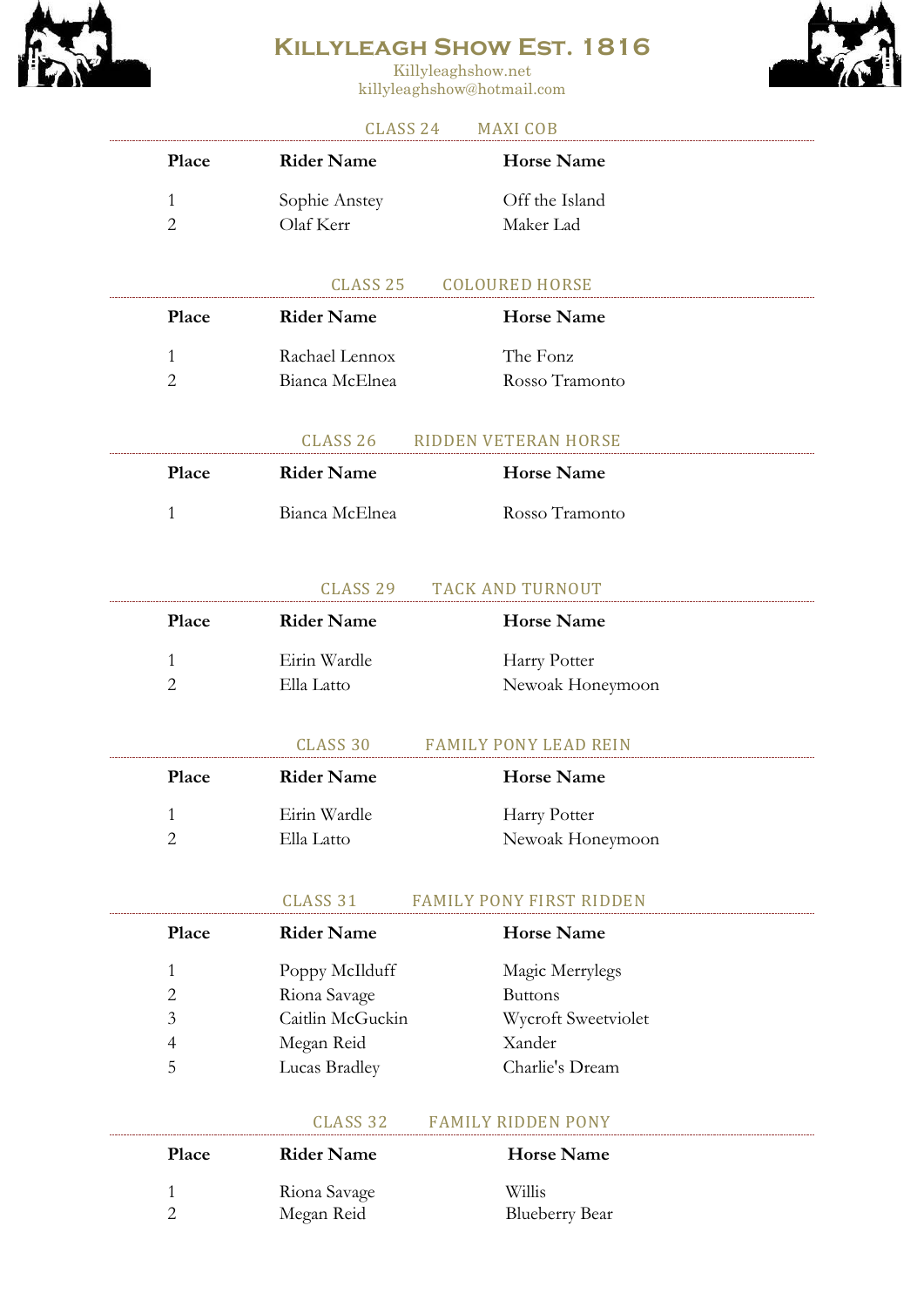# Killyleagh Show Est. 1816

Killyleaghshow.net
killyleaghshow@hotmail.com

## CLASS 24 MAXI COB

| Place | Rider Name | Horse Name |
|---|---|---|
| 1 | Sophie Anstey | Off the Island |
| 2 | Olaf Kerr | Maker Lad |

## CLASS 25 COLOURED HORSE

| Place | Rider Name | Horse Name |
|---|---|---|
| 1 | Rachael Lennox | The Fonz |
| 2 | Bianca McElnea | Rosso Tramonto |

## CLASS 26 RIDDEN VETERAN HORSE

| Place | Rider Name | Horse Name |
|---|---|---|
| 1 | Bianca McElnea | Rosso Tramonto |

## CLASS 29 TACK AND TURNOUT

| Place | Rider Name | Horse Name |
|---|---|---|
| 1 | Eirin Wardle | Harry Potter |
| 2 | Ella Latto | Newoak Honeymoon |

## CLASS 30 FAMILY PONY LEAD REIN

| Place | Rider Name | Horse Name |
|---|---|---|
| 1 | Eirin Wardle | Harry Potter |
| 2 | Ella Latto | Newoak Honeymoon |

## CLASS 31 FAMILY PONY FIRST RIDDEN

| Place | Rider Name | Horse Name |
|---|---|---|
| 1 | Poppy McIlduff | Magic Merrylegs |
| 2 | Riona Savage | Buttons |
| 3 | Caitlin McGuckin | Wycroft Sweetviolet |
| 4 | Megan Reid | Xander |
| 5 | Lucas Bradley | Charlie's Dream |

## CLASS 32 FAMILY RIDDEN PONY

| Place | Rider Name | Horse Name |
|---|---|---|
| 1 | Riona Savage | Willis |
| 2 | Megan Reid | Blueberry Bear |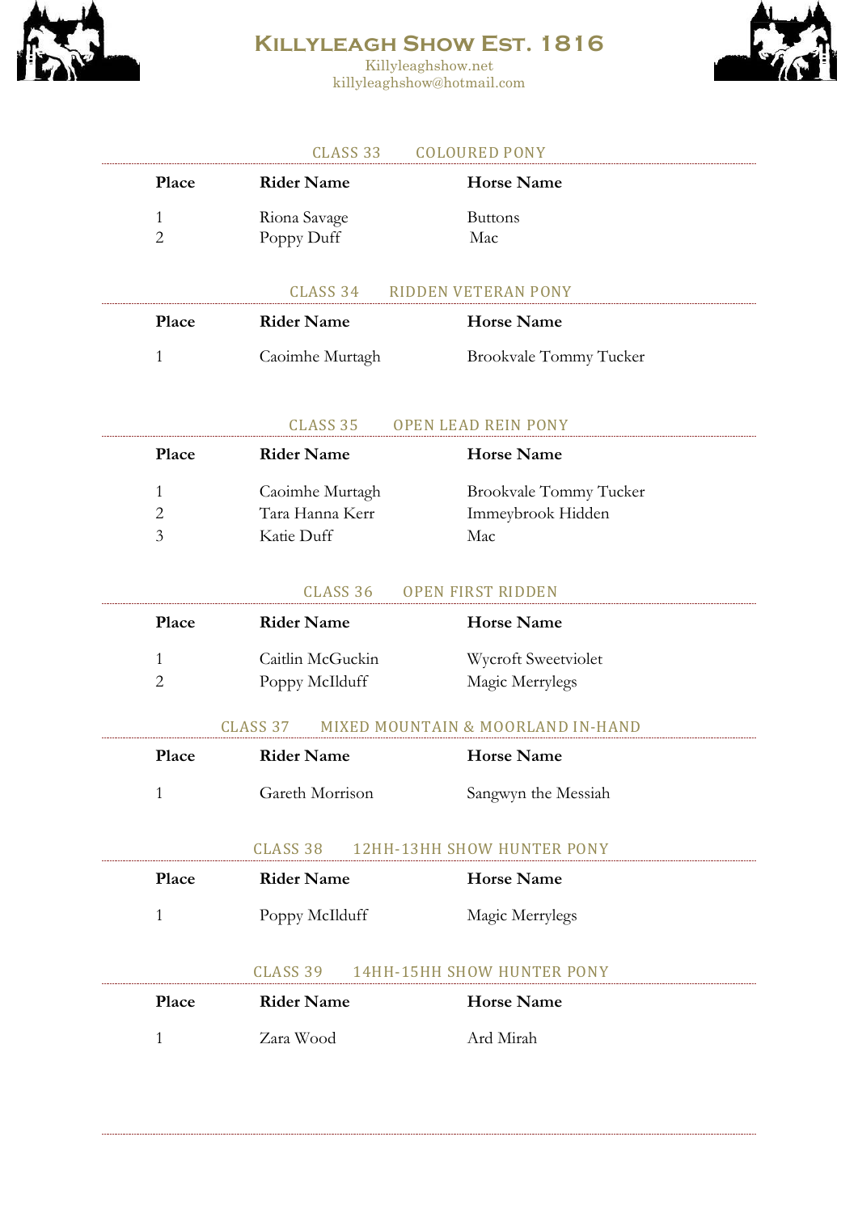# Killyleagh Show Est. 1816

Killyleaghshow.net
killyleaghshow@hotmail.com

## CLASS 33 COLOURED PONY

| Place | Rider Name | Horse Name |
|---|---|---|
| 1 | Riona Savage | Buttons |
| 2 | Poppy Duff | Mac |

## CLASS 34 RIDDEN VETERAN PONY

| Place | Rider Name | Horse Name |
|---|---|---|
| 1 | Caoimhe Murtagh | Brookvale Tommy Tucker |

## CLASS 35 OPEN LEAD REIN PONY

| Place | Rider Name | Horse Name |
|---|---|---|
| 1 | Caoimhe Murtagh | Brookvale Tommy Tucker |
| 2 | Tara Hanna Kerr | Immeybrook Hidden |
| 3 | Katie Duff | Mac |

## CLASS 36 OPEN FIRST RIDDEN

| Place | Rider Name | Horse Name |
|---|---|---|
| 1 | Caitlin McGuckin | Wycroft Sweetviolet |
| 2 | Poppy McIlduff | Magic Merrylegs |

## CLASS 37 MIXED MOUNTAIN & MOORLAND IN-HAND

| Place | Rider Name | Horse Name |
|---|---|---|
| 1 | Gareth Morrison | Sangwyn the Messiah |

## CLASS 38 12HH-13HH SHOW HUNTER PONY

| Place | Rider Name | Horse Name |
|---|---|---|
| 1 | Poppy McIlduff | Magic Merrylegs |

## CLASS 39 14HH-15HH SHOW HUNTER PONY

| Place | Rider Name | Horse Name |
|---|---|---|
| 1 | Zara Wood | Ard Mirah |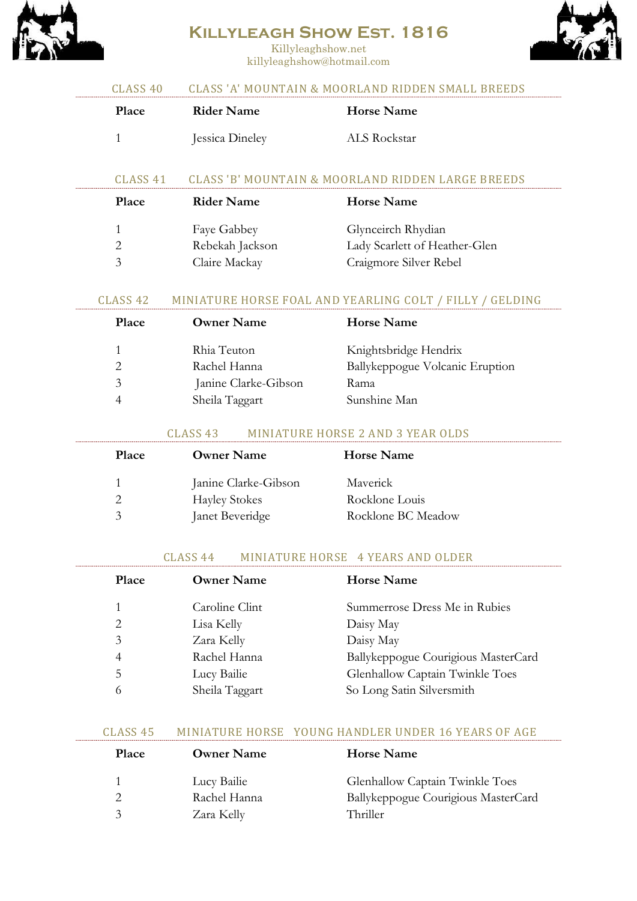# Killyleagh Show Est. 1816

Killyleaghshow.net
killyleaghshow@hotmail.com

## CLASS 40 CLASS 'A' MOUNTAIN & MOORLAND RIDDEN SMALL BREEDS

| Place | Rider Name | Horse Name |
|---|---|---|
| 1 | Jessica Dineley | ALS Rockstar |

## CLASS 41 CLASS 'B' MOUNTAIN & MOORLAND RIDDEN LARGE BREEDS

| Place | Rider Name | Horse Name |
|---|---|---|
| 1 | Faye Gabbey | Glynceirch Rhydian |
| 2 | Rebekah Jackson | Lady Scarlett of Heather-Glen |
| 3 | Claire Mackay | Craigmore Silver Rebel |

## CLASS 42 MINIATURE HORSE FOAL AND YEARLING COLT / FILLY / GELDING

| Place | Owner Name | Horse Name |
|---|---|---|
| 1 | Rhia Teuton | Knightsbridge Hendrix |
| 2 | Rachel Hanna | Ballykeppogue Volcanic Eruption |
| 3 | Janine Clarke-Gibson | Rama |
| 4 | Sheila Taggart | Sunshine Man |

## CLASS 43 MINIATURE HORSE 2 AND 3 YEAR OLDS

| Place | Owner Name | Horse Name |
|---|---|---|
| 1 | Janine Clarke-Gibson | Maverick |
| 2 | Hayley Stokes | Rocklone Louis |
| 3 | Janet Beveridge | Rocklone BC Meadow |

## CLASS 44 MINIATURE HORSE 4 YEARS AND OLDER

| Place | Owner Name | Horse Name |
|---|---|---|
| 1 | Caroline Clint | Summerrose Dress Me in Rubies |
| 2 | Lisa Kelly | Daisy May |
| 3 | Zara Kelly | Daisy May |
| 4 | Rachel Hanna | Ballykeppogue Courigious MasterCard |
| 5 | Lucy Bailie | Glenhallow Captain Twinkle Toes |
| 6 | Sheila Taggart | So Long Satin Silversmith |

## CLASS 45 MINIATURE HORSE YOUNG HANDLER UNDER 16 YEARS OF AGE

| Place | Owner Name | Horse Name |
|---|---|---|
| 1 | Lucy Bailie | Glenhallow Captain Twinkle Toes |
| 2 | Rachel Hanna | Ballykeppogue Courigious MasterCard |
| 3 | Zara Kelly | Thriller |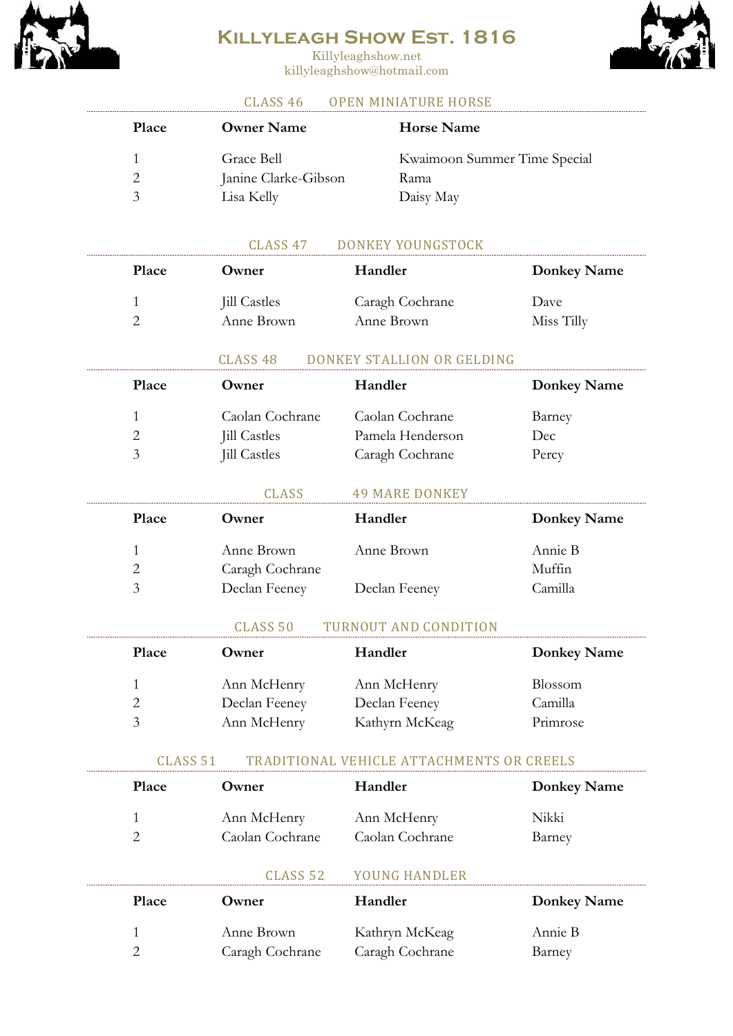# Killyleagh Show Est. 1816

Killyleaghshow.net
killyleaghshow@hotmail.com

## CLASS 46 OPEN MINIATURE HORSE

| Place | Owner Name | Horse Name |
|---|---|---|
| 1 | Grace Bell | Kwaimoon Summer Time Special |
| 2 | Janine Clarke-Gibson | Rama |
| 3 | Lisa Kelly | Daisy May |

## CLASS 47 DONKEY YOUNGSTOCK

| Place | Owner | Handler | Donkey Name |
|---|---|---|---|
| 1 | Jill Castles | Caragh Cochrane | Dave |
| 2 | Anne Brown | Anne Brown | Miss Tilly |

## CLASS 48 DONKEY STALLION OR GELDING

| Place | Owner | Handler | Donkey Name |
|---|---|---|---|
| 1 | Caolan Cochrane | Caolan Cochrane | Barney |
| 2 | Jill Castles | Pamela Henderson | Dec |
| 3 | Jill Castles | Caragh Cochrane | Percy |

## CLASS 49 MARE DONKEY

| Place | Owner | Handler | Donkey Name |
|---|---|---|---|
| 1 | Anne Brown | Anne Brown | Annie B |
| 2 | Caragh Cochrane | | Muffin |
| 3 | Declan Feeney | Declan Feeney | Camilla |

## CLASS 50 TURNOUT AND CONDITION

| Place | Owner | Handler | Donkey Name |
|---|---|---|---|
| 1 | Ann McHenry | Ann McHenry | Blossom |
| 2 | Declan Feeney | Declan Feeney | Camilla |
| 3 | Ann McHenry | Kathyrn McKeag | Primrose |

## CLASS 51 TRADITIONAL VEHICLE ATTACHMENTS OR CREELS

| Place | Owner | Handler | Donkey Name |
|---|---|---|---|
| 1 | Ann McHenry | Ann McHenry | Nikki |
| 2 | Caolan Cochrane | Caolan Cochrane | Barney |

## CLASS 52 YOUNG HANDLER

| Place | Owner | Handler | Donkey Name |
|---|---|---|---|
| 1 | Anne Brown | Kathryn McKeag | Annie B |
| 2 | Caragh Cochrane | Caragh Cochrane | Barney |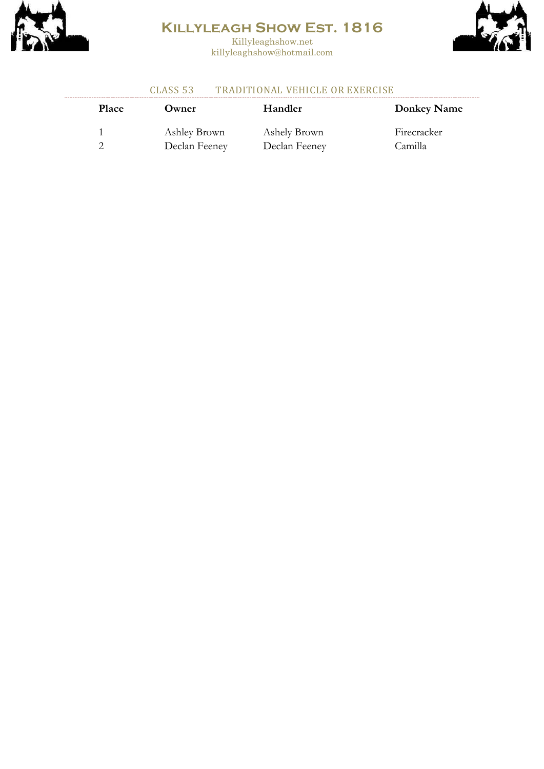# Killyleagh Show Est. 1816

Killyleaghshow.net
killyleaghshow@hotmail.com

## CLASS 53 TRADITIONAL VEHICLE OR EXERCISE

| Place | Owner | Handler | Donkey Name |
|---|---|---|---|
| 1 | Ashley Brown | Ashely Brown | Firecracker |
| 2 | Declan Feeney | Declan Feeney | Camilla |